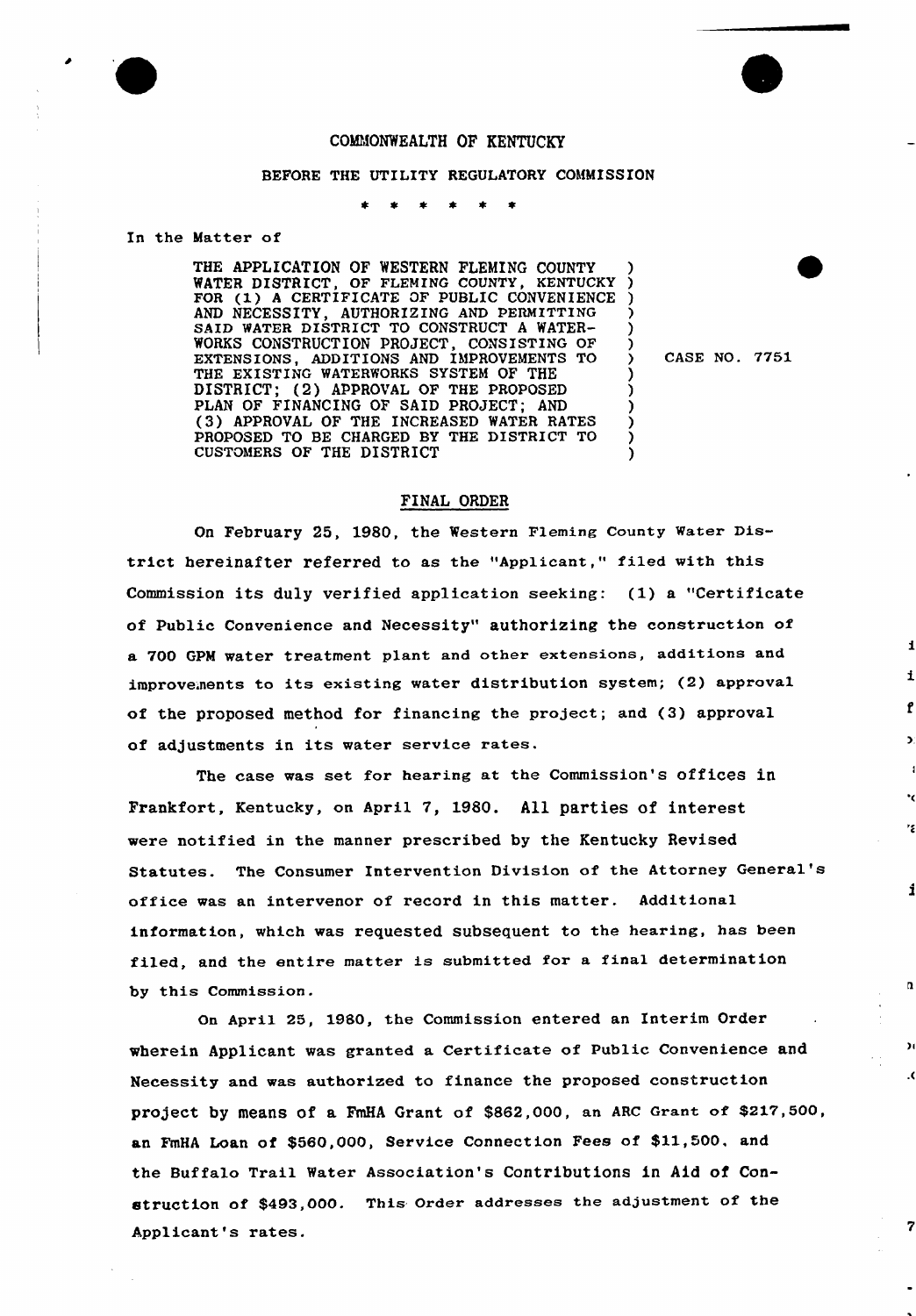COMMONWEALTH OF KENTUCKY

BEFORE THE UTILITY REGULATORY COMMISSION

\* \* \* \* \* \*

In the Matter of

THE APPLICATION OF WESTERN FLEMING COUNTY WATER DISTRICT, OF FLEMING COUNTY, KENTUCKY FOR (1) A CERTIFICATE OF PUBLIC CONVENIENCE AND NECESSITY, AUTHORIZING AND PERMITTING SAID WATER DISTRICT TO CONSTRUCT A WATER-WORKS CONSTRUCTION PROJECT, CONSISTING OF EXTENSIONS, ADDITIONS AND IMPROVEMENTS TO THE EXISTING WATERWORKS SYSTEM OF THE DISTRICT; (2) APPROVAL OF THE PROPOSED PLAN OF FINANCING OF SAID PROJECT; AND (3) APPROVAL OF THE INCREASED WATER RATES PROPOSED TO BE CHARGED BY THE DISTRICT TO CUSTOMERS OF THE DISTRICT

CASE NO. 7751

## FINAL ORDER

On February 25, 1980, the Western Fleming County Water District hereinafter referred to as the "Applicant," filed with this Commission its duly verified application seeking: (1) a "Certificate of Public Convenience and Necessity" authorizing the construction of a 700 GPM water treatment plant and other extensions, additions and improvements to its existing water distribution system; (2) approval of the proposed method for financing the project; and (3) approval of adjustments in its water service rates.

The case was set for hearing at the Commission's offices in Frankfort, Kentucky, on April 7, 1980. All parties of interest were notified in the manner prescribed by the Kentucky Revised Statutes. The Consumer Intervention Division of the Attorney General's office was an intervenor of record in this matter. Additional information, which was requested subsequent to the hearing, has been filed, and the entire matter is submitted for a final determination by this Commission.

On April 25, 1980, the Commission entered an Interim Order wherein Applicant was granted a Certificate of Public Convenience and Necessity and was authorized to finance the proposed construction project by means of a FmHA Grant of $862,000, an ARC Grant of $217,500, an FmHA Loan of $560,000, Service Connection Fees of $11,500, and the Buffalo Trail Water Association's Contributions in Aid of Construction of $493,000. This Order addresses the adjustment of the Applicant's rates.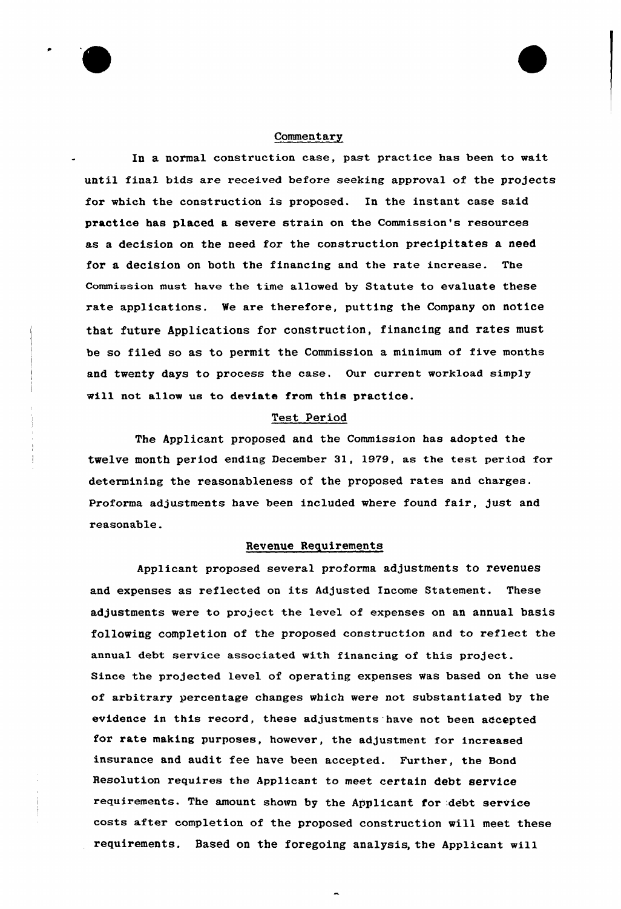## Commentary

In a normal construction case, past practice has been to wait until final bids are received before seeking approval of the projects for which the construction is proposed. In the instant case said practice has placed a severe strain on the Commission's resources as a decision on the need for the construction precipitates a need for a decision on both the financing and the rate increase. The Commission must have the time allowed by Statute to evaluate these rate applications. We are therefore, putting the Company on notice that future Applications for construction, financing and rates must be so filed so as to permit the Commission a minimum of five months and twenty days to process the case. Our current workload simply will not allow us to deviate from this practice.

## Test Period

The Applicant proposed and the Commission has adopted the twelve month period ending December 31, 1979, as the test period for determining the reasonableness of the proposed rates and charges. Proforma adjustments have been included where found fair, just and reasonable.

## Revenue Requirements

Applicant proposed several proforma adjustments to revenues and expenses as reflected on its Adjusted Income Statement. These adjustments were to project the level of expenses on an annual basis following completion of the proposed construction and to reflect the annual debt service associated with financing of this project. Since the projected level of operating expenses was based on the use of arbitrary percentage changes which were not substantiated by the evidence in this record, these adjustments have not been accepted for rate making purposes, however, the adjustment for increased insurance and audit fee have been accepted. Further, the Bond Resolution requires the Applicant to meet certain debt service requirements. The amount shown by the Applicant for debt service costs after completion of the proposed construction will meet these requirements. Based on the foregoing analysis, the Applicant will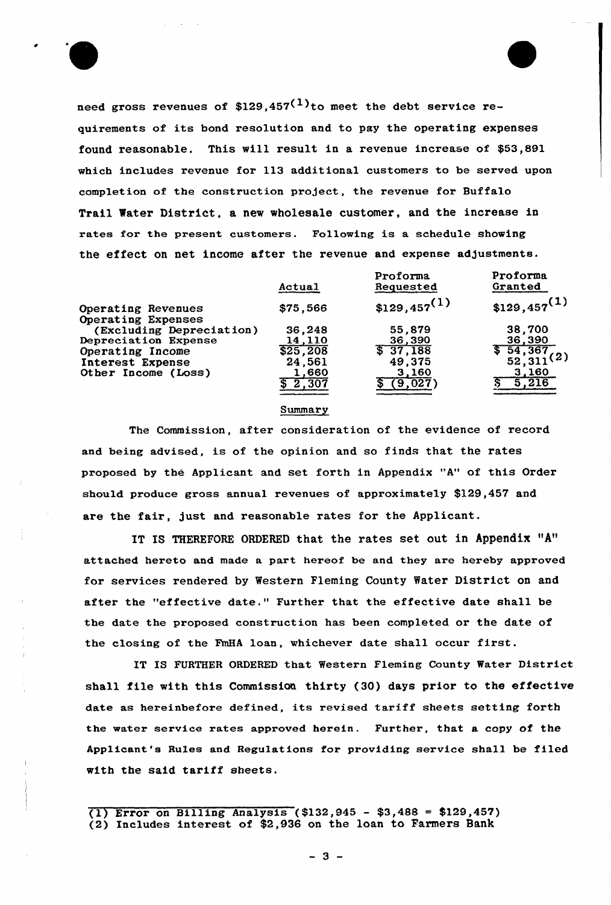need gross revenues of $129,457[1] to meet the debt service requirements of its bond resolution and to pay the operating expenses found reasonable. This will result in a revenue increase of $53,891 which includes revenue for 113 additional customers to be served upon completion of the construction project, the revenue for Buffalo Trail Water District, a new wholesale customer, and the increase in rates for the present customers. Following is a schedule showing the effect on net income after the revenue and expense adjustments.

| | Actual | Proforma Requested | Proforma Granted |
|---|---|---|---|
| Operating Revenues | $75,566 | $129,457[1] | $129,457[1] |
| Operating Expenses (Excluding Depreciation) | 36,248 | 55,879 | 38,700 |
| Depreciation Expense | 14,110 | 36,390 | 36,390 |
| Operating Income | $25,208 | $ 37,188 | $ 54,367 |
| Interest Expense | 24,561 | 49,375 | 52,311[2] |
| Other Income (Loss) | 1,660 | 3,160 | 3,160 |
| | $ 2,307 | $ (9,027) | $ 5,216 |

## Summary

The Commission, after consideration of the evidence of record and being advised, is of the opinion and so finds that the rates proposed by the Applicant and set forth in Appendix "A" of this Order should produce gross annual revenues of approximately $129,457 and are the fair, just and reasonable rates for the Applicant.

IT IS THEREFORE ORDERED that the rates set out in Appendix "A" attached hereto and made a part hereof be and they are hereby approved for services rendered by Western Fleming County Water District on and after the "effective date." Further that the effective date shall be the date the proposed construction has been completed or the date of the closing of the FmHA loan, whichever date shall occur first.

IT IS FURTHER ORDERED that Western Fleming County Water District shall file with this Commission thirty (30) days prior to the effective date as hereinbefore defined, its revised tariff sheets setting forth the water service rates approved herein. Further, that a copy of the Applicant's Rules and Regulations for providing service shall be filed with the said tariff sheets.

(1) Error on Billing Analysis ($132,945 - $3,488 = $129,457)
(2) Includes interest of $2,936 on the loan to Farmers Bank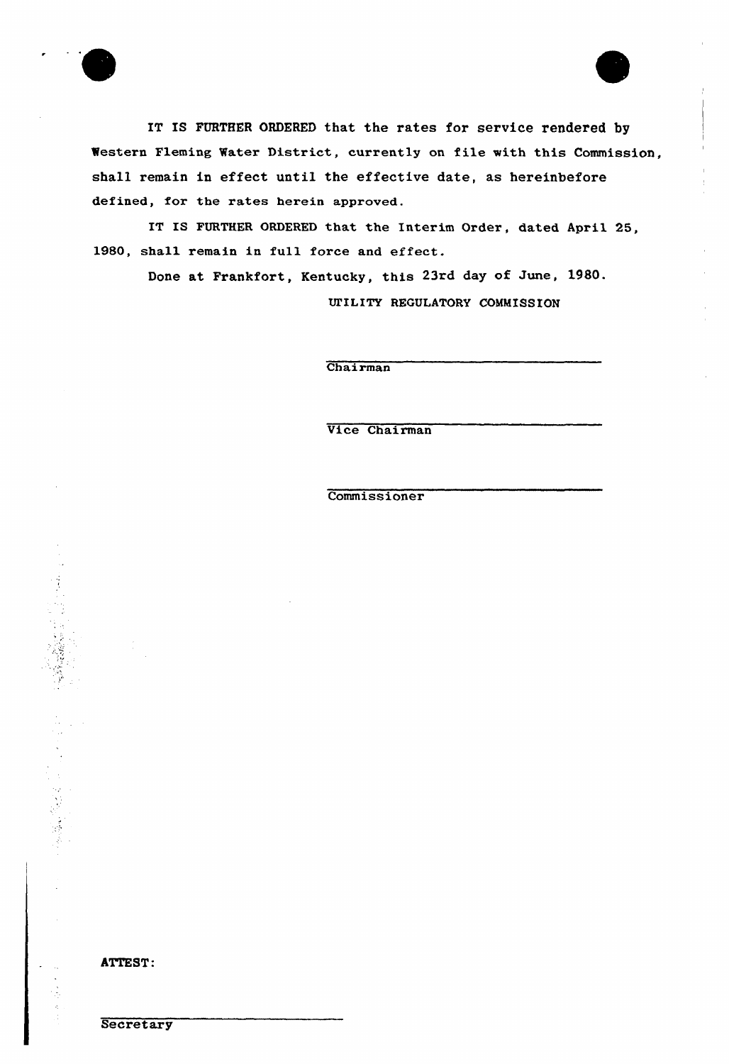IT IS FURTHER ORDERED that the rates for service rendered by Western Fleming Water District, currently on file with this Commission, shall remain in effect until the effective date, as hereinbefore defined, for the rates herein approved.

IT IS FURTHER ORDERED that the Interim Order, dated April 25, 1980, shall remain in full force and effect.

Done at Frankfort, Kentucky, this 23rd day of June, 1980.

UTILITY REGULATORY COMMISSION

\_\_\_\_\_\_\_\_\_\_\_\_\_\_\_\_\_\_\_\_\_\_\_\_\_\_\_\_\_\_
Chairman

\_\_\_\_\_\_\_\_\_\_\_\_\_\_\_\_\_\_\_\_\_\_\_\_\_\_\_\_\_\_
Vice Chairman

\_\_\_\_\_\_\_\_\_\_\_\_\_\_\_\_\_\_\_\_\_\_\_\_\_\_\_\_\_\_
Commissioner

ATTEST:

\_\_\_\_\_\_\_\_\_\_\_\_\_\_\_\_\_\_\_\_\_\_\_\_\_\_\_\_\_\_
Secretary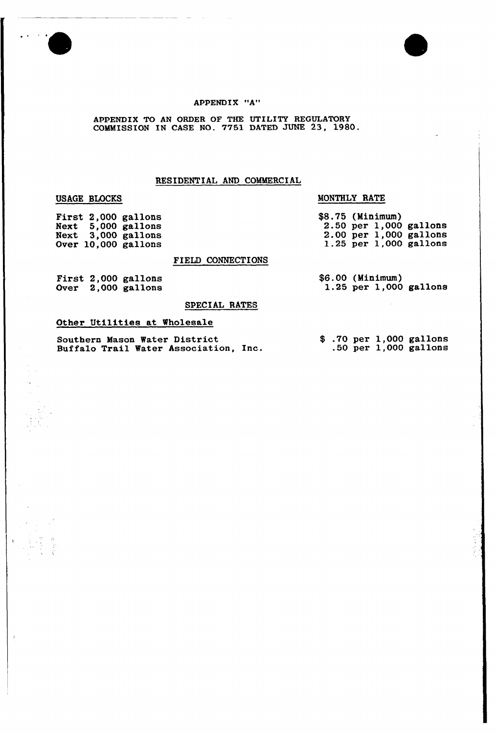APPENDIX "A"

APPENDIX TO AN ORDER OF THE UTILITY REGULATORY COMMISSION IN CASE NO. 7751 DATED JUNE 23, 1980.

RESIDENTIAL AND COMMERCIAL

| USAGE BLOCKS | MONTHLY RATE |
| --- | --- |
| First 2,000 gallons | $8.75 (Minimum) |
| Next 5,000 gallons | 2.50 per 1,000 gallons |
| Next 3,000 gallons | 2.00 per 1,000 gallons |
| Over 10,000 gallons | 1.25 per 1,000 gallons |

FIELD CONNECTIONS

| | |
| --- | --- |
| First 2,000 gallons | $6.00 (Minimum) |
| Over 2,000 gallons | 1.25 per 1,000 gallons |

SPECIAL RATES

Other Utilities at Wholesale

| | |
| --- | --- |
| Southern Mason Water District | $ .70 per 1,000 gallons |
| Buffalo Trail Water Association, Inc. | .50 per 1,000 gallons |